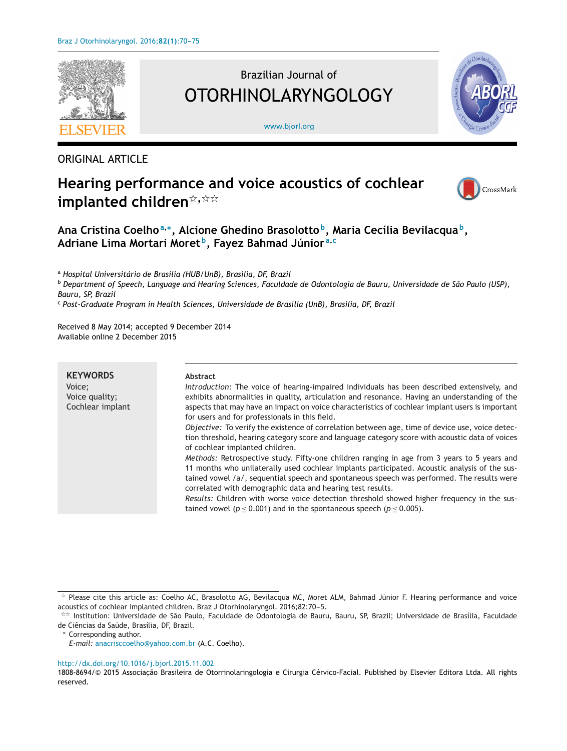ORIGINAL ARTICLE

# Hearing performance and voice acoustics of cochlear implanted children[☆,☆☆]

**Ana Cristina Coelho[a,*], Alcione Ghedino Brasolotto[b], Maria Cecília Bevilacqua[b], Adriane Lima Mortari Moret[b], Fayez Bahmad Júnior[a,c]**

[a] *Hospital Universitário de Brasília (HUB/UnB), Brasília, DF, Brazil*
[b] *Department of Speech, Language and Hearing Sciences, Faculdade de Odontologia de Bauru, Universidade de São Paulo (USP), Bauru, SP, Brazil*
[c] *Post-Graduate Program in Health Sciences, Universidade de Brasília (UnB), Brasília, DF, Brazil*

Received 8 May 2014; accepted 9 December 2014
Available online 2 December 2015

**KEYWORDS**
Voice;
Voice quality;
Cochlear implant

**Abstract**

*Introduction:* The voice of hearing-impaired individuals has been described extensively, and exhibits abnormalities in quality, articulation and resonance. Having an understanding of the aspects that may have an impact on voice characteristics of cochlear implant users is important for users and for professionals in this field.

*Objective:* To verify the existence of correlation between age, time of device use, voice detection threshold, hearing category score and language category score with acoustic data of voices of cochlear implanted children.

*Methods:* Retrospective study. Fifty-one children ranging in age from 3 years to 5 years and 11 months who unilaterally used cochlear implants participated. Acoustic analysis of the sustained vowel /a/, sequential speech and spontaneous speech was performed. The results were correlated with demographic data and hearing test results.

*Results:* Children with worse voice detection threshold showed higher frequency in the sustained vowel ($p \leq 0.001$) and in the spontaneous speech ($p \leq 0.005$).

[☆] Please cite this article as: Coelho AC, Brasolotto AG, Bevilacqua MC, Moret ALM, Bahmad Júnior F. Hearing performance and voice acoustics of cochlear implanted children. Braz J Otorhinolaryngol. 2016;82:70–5.

[☆☆] Institution: Universidade de São Paulo, Faculdade de Odontologia de Bauru, Bauru, SP, Brazil; Universidade de Brasília, Faculdade de Ciências da Saúde, Brasília, DF, Brazil.

[*] Corresponding author.
*E-mail:* anacrisccoelho@yahoo.com.br (A.C. Coelho).

http://dx.doi.org/10.1016/j.bjorl.2015.11.002
1808-8694/© 2015 Associação Brasileira de Otorrinolaringologia e Cirurgia Cérvico-Facial. Published by Elsevier Editora Ltda. All rights reserved.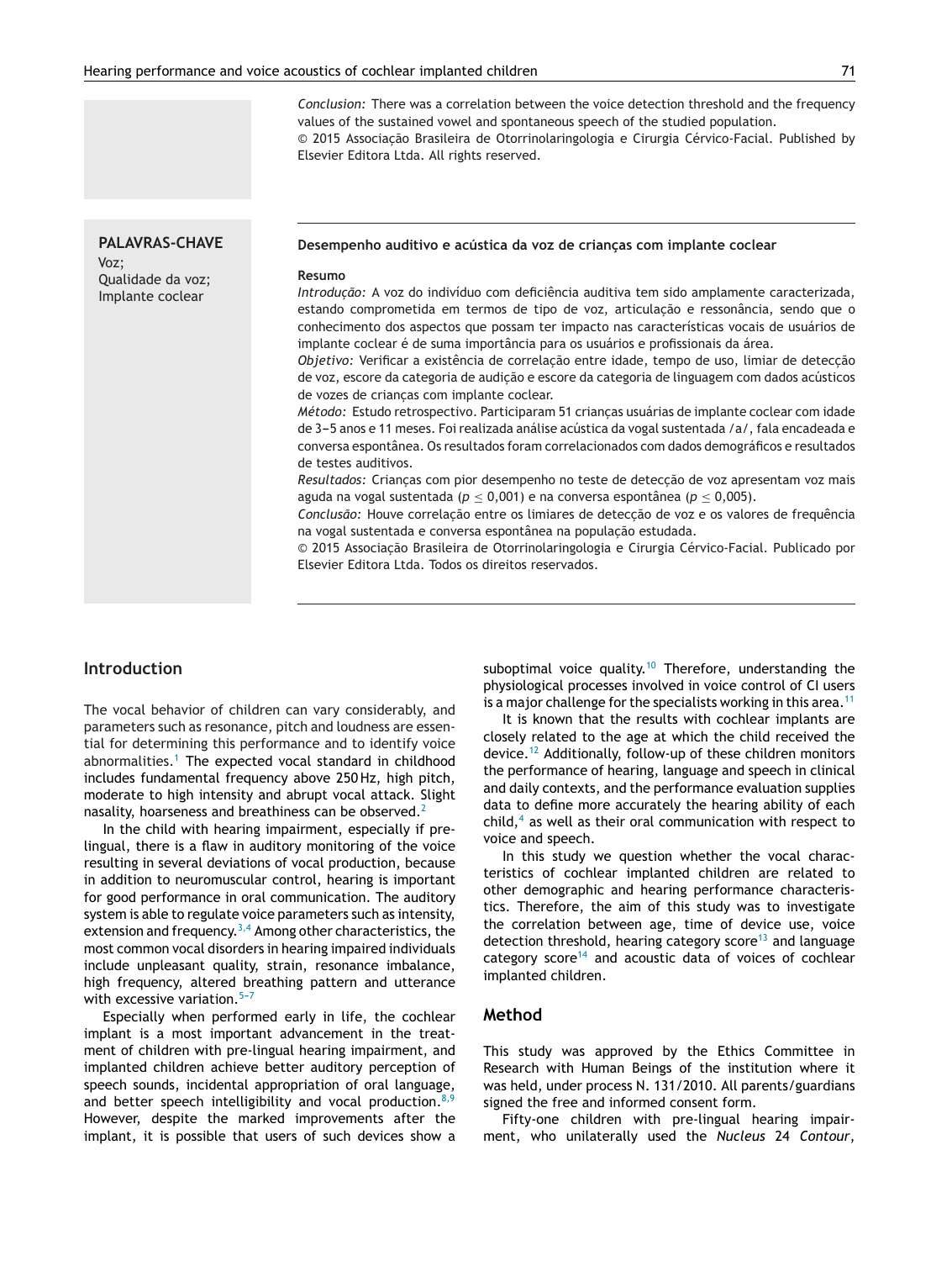*Conclusion:* There was a correlation between the voice detection threshold and the frequency values of the sustained vowel and spontaneous speech of the studied population.

© 2015 Associação Brasileira de Otorrinolaringologia e Cirurgia Cérvico-Facial. Published by Elsevier Editora Ltda. All rights reserved.

**PALAVRAS-CHAVE**
Voz;
Qualidade da voz;
Implante coclear

**Desempenho auditivo e acústica da voz de crianças com implante coclear**

**Resumo**

*Introdução:* A voz do indivíduo com deficiência auditiva tem sido amplamente caracterizada, estando comprometida em termos de tipo de voz, articulação e ressonância, sendo que o conhecimento dos aspectos que possam ter impacto nas características vocais de usuários de implante coclear é de suma importância para os usuários e profissionais da área.

*Objetivo:* Verificar a existência de correlação entre idade, tempo de uso, limiar de detecção de voz, escore da categoria de audição e escore da categoria de linguagem com dados acústicos de vozes de crianças com implante coclear.

*Método:* Estudo retrospectivo. Participaram 51 crianças usuárias de implante coclear com idade de 3−5 anos e 11 meses. Foi realizada análise acústica da vogal sustentada /a/, fala encadeada e conversa espontânea. Os resultados foram correlacionados com dados demográficos e resultados de testes auditivos.

*Resultados:* Crianças com pior desempenho no teste de detecção de voz apresentam voz mais aguda na vogal sustentada ($p \leq 0{,}001$) e na conversa espontânea ($p \leq 0{,}005$).

*Conclusão:* Houve correlação entre os limiares de detecção de voz e os valores de frequência na vogal sustentada e conversa espontânea na população estudada.

© 2015 Associação Brasileira de Otorrinolaringologia e Cirurgia Cérvico-Facial. Publicado por Elsevier Editora Ltda. Todos os direitos reservados.

## Introduction

The vocal behavior of children can vary considerably, and parameters such as resonance, pitch and loudness are essential for determining this performance and to identify voice abnormalities.[1] The expected vocal standard in childhood includes fundamental frequency above 250 Hz, high pitch, moderate to high intensity and abrupt vocal attack. Slight nasality, hoarseness and breathiness can be observed.[2]

In the child with hearing impairment, especially if pre-lingual, there is a flaw in auditory monitoring of the voice resulting in several deviations of vocal production, because in addition to neuromuscular control, hearing is important for good performance in oral communication. The auditory system is able to regulate voice parameters such as intensity, extension and frequency.[3,4] Among other characteristics, the most common vocal disorders in hearing impaired individuals include unpleasant quality, strain, resonance imbalance, high frequency, altered breathing pattern and utterance with excessive variation.[5–7]

Especially when performed early in life, the cochlear implant is a most important advancement in the treatment of children with pre-lingual hearing impairment, and implanted children achieve better auditory perception of speech sounds, incidental appropriation of oral language, and better speech intelligibility and vocal production.[8,9] However, despite the marked improvements after the implant, it is possible that users of such devices show a suboptimal voice quality.[10] Therefore, understanding the physiological processes involved in voice control of CI users is a major challenge for the specialists working in this area.[11]

It is known that the results with cochlear implants are closely related to the age at which the child received the device.[12] Additionally, follow-up of these children monitors the performance of hearing, language and speech in clinical and daily contexts, and the performance evaluation supplies data to define more accurately the hearing ability of each child,[4] as well as their oral communication with respect to voice and speech.

In this study we question whether the vocal characteristics of cochlear implanted children are related to other demographic and hearing performance characteristics. Therefore, the aim of this study was to investigate the correlation between age, time of device use, voice detection threshold, hearing category score[13] and language category score[14] and acoustic data of voices of cochlear implanted children.

## Method

This study was approved by the Ethics Committee in Research with Human Beings of the institution where it was held, under process N. 131/2010. All parents/guardians signed the free and informed consent form.

Fifty-one children with pre-lingual hearing impairment, who unilaterally used the *Nucleus* 24 *Contour*,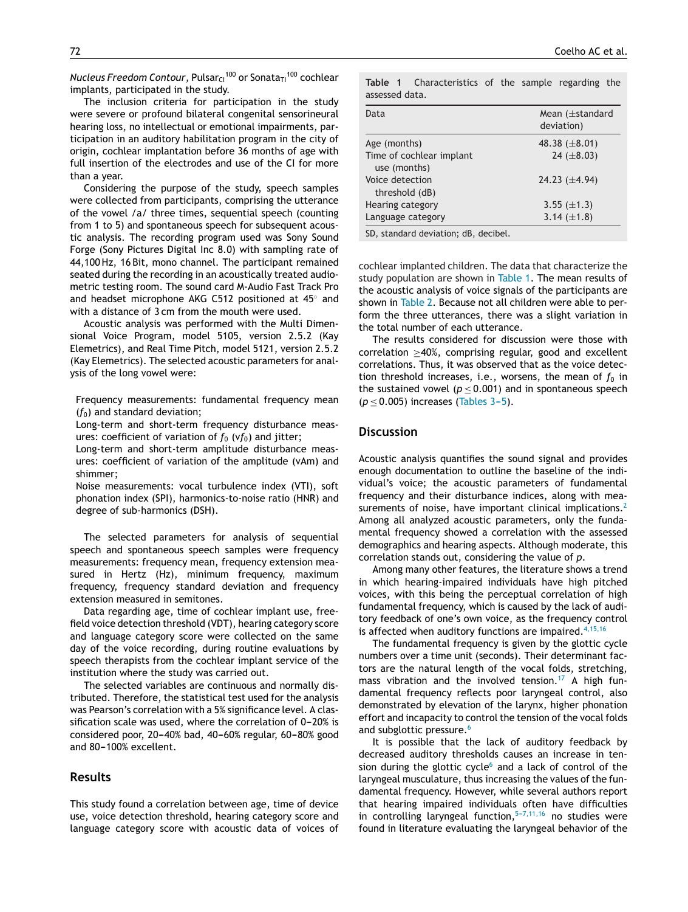*Nucleus Freedom Contour*, Pulsar$_{CI}$$^{100}$ or Sonata$_{TI}$$^{100}$ cochlear implants, participated in the study.

The inclusion criteria for participation in the study were severe or profound bilateral congenital sensorineural hearing loss, no intellectual or emotional impairments, participation in an auditory habilitation program in the city of origin, cochlear implantation before 36 months of age with full insertion of the electrodes and use of the CI for more than a year.

Considering the purpose of the study, speech samples were collected from participants, comprising the utterance of the vowel /a/ three times, sequential speech (counting from 1 to 5) and spontaneous speech for subsequent acoustic analysis. The recording program used was Sony Sound Forge (Sony Pictures Digital Inc 8.0) with sampling rate of 44,100 Hz, 16 Bit, mono channel. The participant remained seated during the recording in an acoustically treated audiometric testing room. The sound card M-Audio Fast Track Pro and headset microphone AKG C512 positioned at 45° and with a distance of 3 cm from the mouth were used.

Acoustic analysis was performed with the Multi Dimensional Voice Program, model 5105, version 2.5.2 (Kay Elemetrics), and Real Time Pitch, model 5121, version 2.5.2 (Kay Elemetrics). The selected acoustic parameters for analysis of the long vowel were:

- Frequency measurements: fundamental frequency mean ($f_0$) and standard deviation;
- Long-term and short-term frequency disturbance measures: coefficient of variation of $f_0$ ($vf_0$) and jitter;
- Long-term and short-term amplitude disturbance measures: coefficient of variation of the amplitude (vAm) and shimmer;
- Noise measurements: vocal turbulence index (VTI), soft phonation index (SPI), harmonics-to-noise ratio (HNR) and degree of sub-harmonics (DSH).

The selected parameters for analysis of sequential speech and spontaneous speech samples were frequency measurements: frequency mean, frequency extension measured in Hertz (Hz), minimum frequency, maximum frequency, frequency standard deviation and frequency extension measured in semitones.

Data regarding age, time of cochlear implant use, free-field voice detection threshold (VDT), hearing category score and language category score were collected on the same day of the voice recording, during routine evaluations by speech therapists from the cochlear implant service of the institution where the study was carried out.

The selected variables are continuous and normally distributed. Therefore, the statistical test used for the analysis was Pearson's correlation with a 5% significance level. A classification scale was used, where the correlation of 0–20% is considered poor, 20–40% bad, 40–60% regular, 60–80% good and 80–100% excellent.

## Results

This study found a correlation between age, time of device use, voice detection threshold, hearing category score and language category score with acoustic data of voices of cochlear implanted children. The data that characterize the study population are shown in Table 1. The mean results of the acoustic analysis of voice signals of the participants are shown in Table 2. Because not all children were able to perform the three utterances, there was a slight variation in the total number of each utterance.

**Table 1** Characteristics of the sample regarding the assessed data.

| Data | Mean (±standard deviation) |
|---|---|
| Age (months) | 48.38 (±8.01) |
| Time of cochlear implant use (months) | 24 (±8.03) |
| Voice detection threshold (dB) | 24.23 (±4.94) |
| Hearing category | 3.55 (±1.3) |
| Language category | 3.14 (±1.8) |

SD, standard deviation; dB, decibel.

The results considered for discussion were those with correlation ≥40%, comprising regular, good and excellent correlations. Thus, it was observed that as the voice detection threshold increases, i.e., worsens, the mean of $f_0$ in the sustained vowel ($p \leq 0.001$) and in spontaneous speech ($p \leq 0.005$) increases (Tables 3–5).

## Discussion

Acoustic analysis quantifies the sound signal and provides enough documentation to outline the baseline of the individual's voice; the acoustic parameters of fundamental frequency and their disturbance indices, along with measurements of noise, have important clinical implications.[2] Among all analyzed acoustic parameters, only the fundamental frequency showed a correlation with the assessed demographics and hearing aspects. Although moderate, this correlation stands out, considering the value of *p*.

Among many other features, the literature shows a trend in which hearing-impaired individuals have high pitched voices, with this being the perceptual correlation of high fundamental frequency, which is caused by the lack of auditory feedback of one's own voice, as the frequency control is affected when auditory functions are impaired.[4,15,16]

The fundamental frequency is given by the glottic cycle numbers over a time unit (seconds). Their determinant factors are the natural length of the vocal folds, stretching, mass vibration and the involved tension.[17] A high fundamental frequency reflects poor laryngeal control, also demonstrated by elevation of the larynx, higher phonation effort and incapacity to control the tension of the vocal folds and subglottic pressure.[6]

It is possible that the lack of auditory feedback by decreased auditory thresholds causes an increase in tension during the glottic cycle[6] and a lack of control of the laryngeal musculature, thus increasing the values of the fundamental frequency. However, while several authors report that hearing impaired individuals often have difficulties in controlling laryngeal function,[5–7,11,16] no studies were found in literature evaluating the laryngeal behavior of the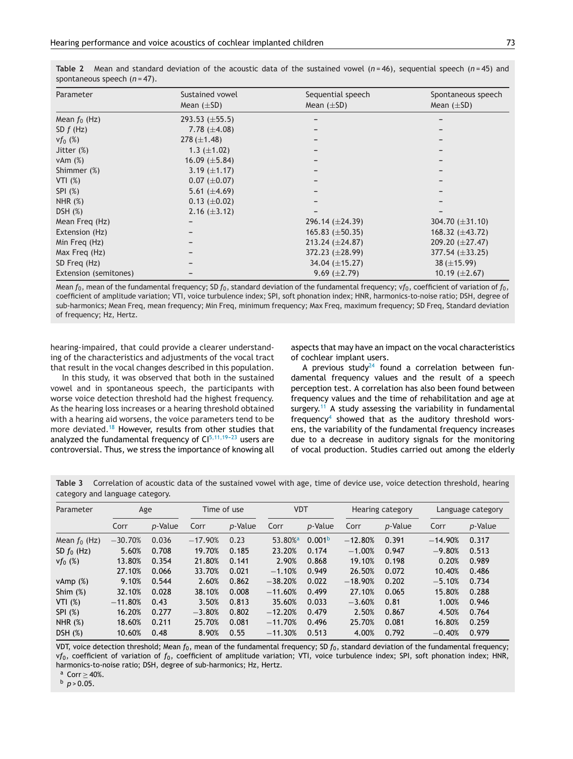**Table 2** Mean and standard deviation of the acoustic data of the sustained vowel ($n = 46$), sequential speech ($n = 45$) and spontaneous speech ($n = 47$).

| Parameter | Sustained vowel Mean (±SD) | Sequential speech Mean (±SD) | Spontaneous speech Mean (±SD) |
|---|---|---|---|
| Mean $f_0$ (Hz) | 293.53 (±55.5) | – | – |
| SD $f$ (Hz) | 7.78 (±4.08) | – | – |
| $vf_0$ (%) | 278 (±1.48) | – | – |
| Jitter (%) | 1.3 (±1.02) | – | – |
| vAm (%) | 16.09 (±5.84) | – | – |
| Shimmer (%) | 3.19 (±1.17) | – | – |
| VTI (%) | 0.07 (±0.07) | – | – |
| SPI (%) | 5.61 (±4.69) | – | – |
| NHR (%) | 0.13 (±0.02) | – | – |
| DSH (%) | 2.16 (±3.12) | – | – |
| Mean Freq (Hz) | – | 296.14 (±24.39) | 304.70 (±31.10) |
| Extension (Hz) | – | 165.83 (±50.35) | 168.32 (±43.72) |
| Min Freq (Hz) | – | 213.24 (±24.87) | 209.20 (±27.47) |
| Max Freq (Hz) | – | 372.23 (±28.99) | 377.54 (±33.25) |
| SD Freq (Hz) | – | 34.04 (±15.27) | 38 (±15.99) |
| Extension (semitones) | – | 9.69 (±2.79) | 10.19 (±2.67) |

Mean $f_0$, mean of the fundamental frequency; SD $f_0$, standard deviation of the fundamental frequency; $vf_0$, coefficient of variation of $f_0$, coefficient of amplitude variation; VTI, voice turbulence index; SPI, soft phonation index; HNR, harmonics-to-noise ratio; DSH, degree of sub-harmonics; Mean Freq, mean frequency; Min Freq, minimum frequency; Max Freq, maximum frequency; SD Freq, Standard deviation of frequency; Hz, Hertz.

hearing-impaired, that could provide a clearer understanding of the characteristics and adjustments of the vocal tract that result in the vocal changes described in this population.

In this study, it was observed that both in the sustained vowel and in spontaneous speech, the participants with worse voice detection threshold had the highest frequency. As the hearing loss increases or a hearing threshold obtained with a hearing aid worsens, the voice parameters tend to be more deviated.[18] However, results from other studies that analyzed the fundamental frequency of CI[5,11,19–23] users are controversial. Thus, we stress the importance of knowing all aspects that may have an impact on the vocal characteristics of cochlear implant users.

A previous study[24] found a correlation between fundamental frequency values and the result of a speech perception test. A correlation has also been found between frequency values and the time of rehabilitation and age at surgery.[11] A study assessing the variability in fundamental frequency[4] showed that as the auditory threshold worsens, the variability of the fundamental frequency increases due to a decrease in auditory signals for the monitoring of vocal production. Studies carried out among the elderly

**Table 3** Correlation of acoustic data of the sustained vowel with age, time of device use, voice detection threshold, hearing category and language category.

| Parameter | Age | | Time of use | | VDT | | Hearing category | | Language category | |
|---|---|---|---|---|---|---|---|---|---|---|
| | Corr | *p*-Value | Corr | *p*-Value | Corr | *p*-Value | Corr | *p*-Value | Corr | *p*-Value |
| Mean $f_0$ (Hz) | −30.70% | 0.036 | −17.90% | 0.23 | 53.80%[a] | 0.001[b] | −12.80% | 0.391 | −14.90% | 0.317 |
| SD $f_0$ (Hz) | 5.60% | 0.708 | 19.70% | 0.185 | 23.20% | 0.174 | −1.00% | 0.947 | −9.80% | 0.513 |
| $vf_0$ (%) | 13.80% | 0.354 | 21.80% | 0.141 | 2.90% | 0.868 | 19.10% | 0.198 | 0.20% | 0.989 |
| | 27.10% | 0.066 | 33.70% | 0.021 | −1.10% | 0.949 | 26.50% | 0.072 | 10.40% | 0.486 |
| vAmp (%) | 9.10% | 0.544 | 2.60% | 0.862 | −38.20% | 0.022 | −18.90% | 0.202 | −5.10% | 0.734 |
| Shim (%) | 32.10% | 0.028 | 38.10% | 0.008 | −11.60% | 0.499 | 27.10% | 0.065 | 15.80% | 0.288 |
| VTI (%) | −11.80% | 0.43 | 3.50% | 0.813 | 35.60% | 0.033 | −3.60% | 0.81 | 1.00% | 0.946 |
| SPI (%) | 16.20% | 0.277 | −3.80% | 0.802 | −12.20% | 0.479 | 2.50% | 0.867 | 4.50% | 0.764 |
| NHR (%) | 18.60% | 0.211 | 25.70% | 0.081 | −11.70% | 0.496 | 25.70% | 0.081 | 16.80% | 0.259 |
| DSH (%) | 10.60% | 0.48 | 8.90% | 0.55 | −11.30% | 0.513 | 4.00% | 0.792 | −0.40% | 0.979 |

VDT, voice detection threshold; Mean $f_0$, mean of the fundamental frequency; SD $f_0$, standard deviation of the fundamental frequency; $vf_0$, coefficient of variation of $f_0$, coefficient of amplitude variation; VTI, voice turbulence index; SPI, soft phonation index; HNR, harmonics-to-noise ratio; DSH, degree of sub-harmonics; Hz, Hertz.

[a] Corr ≥ 40%.

[b] $p > 0.05$.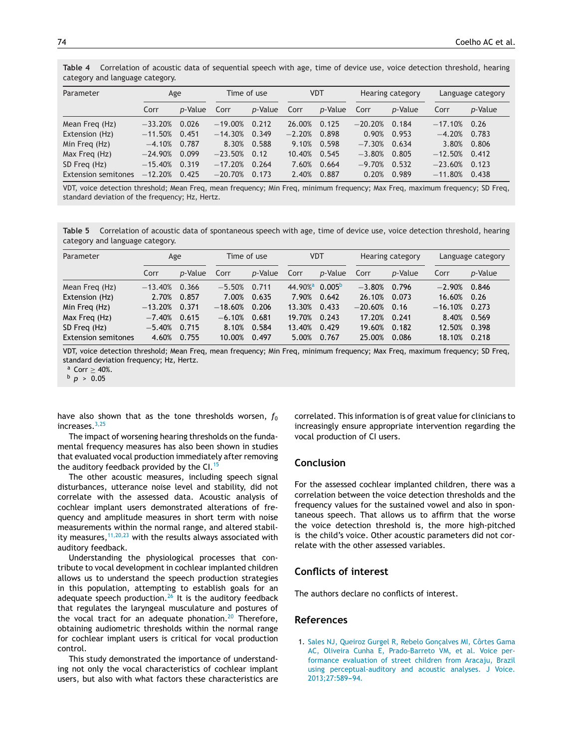**Table 4** Correlation of acoustic data of sequential speech with age, time of device use, voice detection threshold, hearing category and language category.

| Parameter | Age | | Time of use | | VDT | | Hearing category | | Language category | |
|---|---|---|---|---|---|---|---|---|---|---|
| | Corr | *p*-Value | Corr | *p*-Value | Corr | *p*-Value | Corr | *p*-Value | Corr | *p*-Value |
| Mean Freq (Hz) | −33.20% | 0.026 | −19.00% | 0.212 | 26.00% | 0.125 | −20.20% | 0.184 | −17.10% | 0.26 |
| Extension (Hz) | −11.50% | 0.451 | −14.30% | 0.349 | −2.20% | 0.898 | 0.90% | 0.953 | −4.20% | 0.783 |
| Min Freq (Hz) | −4.10% | 0.787 | 8.30% | 0.588 | 9.10% | 0.598 | −7.30% | 0.634 | 3.80% | 0.806 |
| Max Freq (Hz) | −24.90% | 0.099 | −23.50% | 0.12 | 10.40% | 0.545 | −3.80% | 0.805 | −12.50% | 0.412 |
| SD Freq (Hz) | −15.40% | 0.319 | −17.20% | 0.264 | 7.60% | 0.664 | −9.70% | 0.532 | −23.60% | 0.123 |
| Extension semitones | −12.20% | 0.425 | −20.70% | 0.173 | 2.40% | 0.887 | 0.20% | 0.989 | −11.80% | 0.438 |

VDT, voice detection threshold; Mean Freq, mean frequency; Min Freq, minimum frequency; Max Freq, maximum frequency; SD Freq, standard deviation of the frequency; Hz, Hertz.

**Table 5** Correlation of acoustic data of spontaneous speech with age, time of device use, voice detection threshold, hearing category and language category.

| Parameter | Age | | Time of use | | VDT | | Hearing category | | Language category | |
|---|---|---|---|---|---|---|---|---|---|---|
| | Corr | *p*-Value | Corr | *p*-Value | Corr | *p*-Value | Corr | *p*-Value | Corr | *p*-Value |
| Mean Freq (Hz) | −13.40% | 0.366 | −5.50% | 0.711 | 44.90%[a] | 0.005[b] | −3.80% | 0.796 | −2.90% | 0.846 |
| Extension (Hz) | 2.70% | 0.857 | 7.00% | 0.635 | 7.90% | 0.642 | 26.10% | 0.073 | 16.60% | 0.26 |
| Min Freq (Hz) | −13.20% | 0.371 | −18.60% | 0.206 | 13.30% | 0.433 | −20.60% | 0.16 | −16.10% | 0.273 |
| Max Freq (Hz) | −7.40% | 0.615 | −6.10% | 0.681 | 19.70% | 0.243 | 17.20% | 0.241 | 8.40% | 0.569 |
| SD Freq (Hz) | −5.40% | 0.715 | 8.10% | 0.584 | 13.40% | 0.429 | 19.60% | 0.182 | 12.50% | 0.398 |
| Extension semitones | 4.60% | 0.755 | 10.00% | 0.497 | 5.00% | 0.767 | 25.00% | 0.086 | 18.10% | 0.218 |

VDT, voice detection threshold; Mean Freq, mean frequency; Min Freq, minimum frequency; Max Freq, maximum frequency; SD Freq, standard deviation frequency; Hz, Hertz.
[a] Corr ≥ 40%.
[b] $p > 0.05$

have also shown that as the tone thresholds worsen, $f_0$ increases.[3,25]

The impact of worsening hearing thresholds on the fundamental frequency measures has also been shown in studies that evaluated vocal production immediately after removing the auditory feedback provided by the CI.[15]

The other acoustic measures, including speech signal disturbances, utterance noise level and stability, did not correlate with the assessed data. Acoustic analysis of cochlear implant users demonstrated alterations of frequency and amplitude measures in short term with noise measurements within the normal range, and altered stability measures,[11,20,23] with the results always associated with auditory feedback.

Understanding the physiological processes that contribute to vocal development in cochlear implanted children allows us to understand the speech production strategies in this population, attempting to establish goals for an adequate speech production.[26] It is the auditory feedback that regulates the laryngeal musculature and postures of the vocal tract for an adequate phonation.[20] Therefore, obtaining audiometric thresholds within the normal range for cochlear implant users is critical for vocal production control.

This study demonstrated the importance of understanding not only the vocal characteristics of cochlear implant users, but also with what factors these characteristics are correlated. This information is of great value for clinicians to increasingly ensure appropriate intervention regarding the vocal production of CI users.

## Conclusion

For the assessed cochlear implanted children, there was a correlation between the voice detection thresholds and the frequency values for the sustained vowel and also in spontaneous speech. That allows us to affirm that the worse the voice detection threshold is, the more high-pitched is the child's voice. Other acoustic parameters did not correlate with the other assessed variables.

## Conflicts of interest

The authors declare no conflicts of interest.

## References

1. Sales NJ, Queiroz Gurgel R, Rebelo Gonçalves MI, Côrtes Gama AC, Oliveira Cunha E, Prado-Barreto VM, et al. Voice performance evaluation of street children from Aracaju, Brazil using perceptual-auditory and acoustic analyses. J Voice. 2013;27:589–94.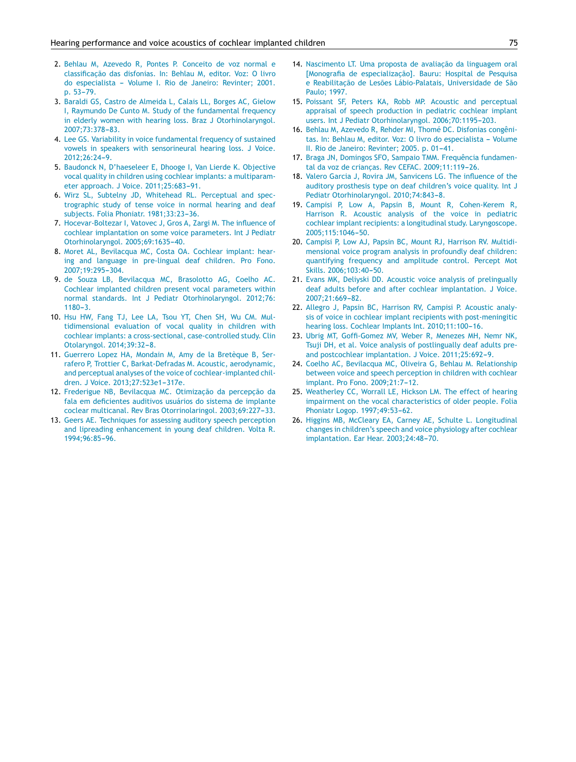2. Behlau M, Azevedo R, Pontes P. Conceito de voz normal e classificação das disfonias. In: Behlau M, editor. Voz: O livro do especialista – Volume I. Rio de Janeiro: Revinter; 2001. p. 53–79.
3. Baraldi GS, Castro de Almeida L, Calais LL, Borges AC, Gielow I, Raymundo De Cunto M. Study of the fundamental frequency in elderly women with hearing loss. Braz J Otorhinolaryngol. 2007;73:378–83.
4. Lee GS. Variability in voice fundamental frequency of sustained vowels in speakers with sensorineural hearing loss. J Voice. 2012;26:24–9.
5. Baudonck N, D'haeseleer E, Dhooge I, Van Lierde K. Objective vocal quality in children using cochlear implants: a multiparameter approach. J Voice. 2011;25:683–91.
6. Wirz SL, Subtelny JD, Whitehead RL. Perceptual and spectrographic study of tense voice in normal hearing and deaf subjects. Folia Phoniatr. 1981;33:23–36.
7. Hocevar-Boltezar I, Vatovec J, Gros A, Zargi M. The influence of cochlear implantation on some voice parameters. Int J Pediatr Otorhinolaryngol. 2005;69:1635–40.
8. Moret AL, Bevilacqua MC, Costa OA. Cochlear implant: hearing and language in pre-lingual deaf children. Pro Fono. 2007;19:295–304.
9. de Souza LB, Bevilacqua MC, Brasolotto AG, Coelho AC. Cochlear implanted children present vocal parameters within normal standards. Int J Pediatr Otorhinolaryngol. 2012;76:1180–3.
10. Hsu HW, Fang TJ, Lee LA, Tsou YT, Chen SH, Wu CM. Multidimensional evaluation of vocal quality in children with cochlear implants: a cross-sectional, case-controlled study. Clin Otolaryngol. 2014;39:32–8.
11. Guerrero Lopez HA, Mondain M, Amy de la Bretèque B, Serrafero P, Trottier C, Barkat-Defradas M. Acoustic, aerodynamic, and perceptual analyses of the voice of cochlear-implanted children. J Voice. 2013;27:523e1–317e.
12. Frederigue NB, Bevilacqua MC. Otimização da percepção da fala em deficientes auditivos usuários do sistema de implante coclear multicanal. Rev Bras Otorrinolaringol. 2003;69:227–33.
13. Geers AE. Techniques for assessing auditory speech perception and lipreading enhancement in young deaf children. Volta R. 1994;96:85–96.
14. Nascimento LT. Uma proposta de avaliação da linguagem oral [Monografia de especialização]. Bauru: Hospital de Pesquisa e Reabilitação de Lesões Lábio-Palatais, Universidade de São Paulo; 1997.
15. Poissant SF, Peters KA, Robb MP. Acoustic and perceptual appraisal of speech production in pediatric cochlear implant users. Int J Pediatr Otorhinolaryngol. 2006;70:1195–203.
16. Behlau M, Azevedo R, Rehder MI, Thomé DC. Disfonias congênitas. In: Behlau M, editor. Voz: O livro do especialista – Volume II. Rio de Janeiro: Revinter; 2005. p. 01–41.
17. Braga JN, Domingos SFO, Sampaio TMM. Frequência fundamental da voz de crianças. Rev CEFAC. 2009;11:119–26.
18. Valero Garcia J, Rovira JM, Sanvicens LG. The influence of the auditory prosthesis type on deaf children's voice quality. Int J Pediatr Otorhinolaryngol. 2010;74:843–8.
19. Campisi P, Low A, Papsin B, Mount R, Cohen-Kerem R, Harrison R. Acoustic analysis of the voice in pediatric cochlear implant recipients: a longitudinal study. Laryngoscope. 2005;115:1046–50.
20. Campisi P, Low AJ, Papsin BC, Mount RJ, Harrison RV. Multidimensional voice program analysis in profoundly deaf children: quantifying frequency and amplitude control. Percept Mot Skills. 2006;103:40–50.
21. Evans MK, Deliyski DD. Acoustic voice analysis of prelingually deaf adults before and after cochlear implantation. J Voice. 2007;21:669–82.
22. Allegro J, Papsin BC, Harrison RV, Campisi P. Acoustic analysis of voice in cochlear implant recipients with post-meningitic hearing loss. Cochlear Implants Int. 2010;11:100–16.
23. Ubrig MT, Goffi-Gomez MV, Weber R, Menezes MH, Nemr NK, Tsuji DH, et al. Voice analysis of postlingually deaf adults pre- and postcochlear implantation. J Voice. 2011;25:692–9.
24. Coelho AC, Bevilacqua MC, Oliveira G, Behlau M. Relationship between voice and speech perception in children with cochlear implant. Pro Fono. 2009;21:7–12.
25. Weatherley CC, Worrall LE, Hickson LM. The effect of hearing impairment on the vocal characteristics of older people. Folia Phoniatr Logop. 1997;49:53–62.
26. Higgins MB, McCleary EA, Carney AE, Schulte L. Longitudinal changes in children's speech and voice physiology after cochlear implantation. Ear Hear. 2003;24:48–70.